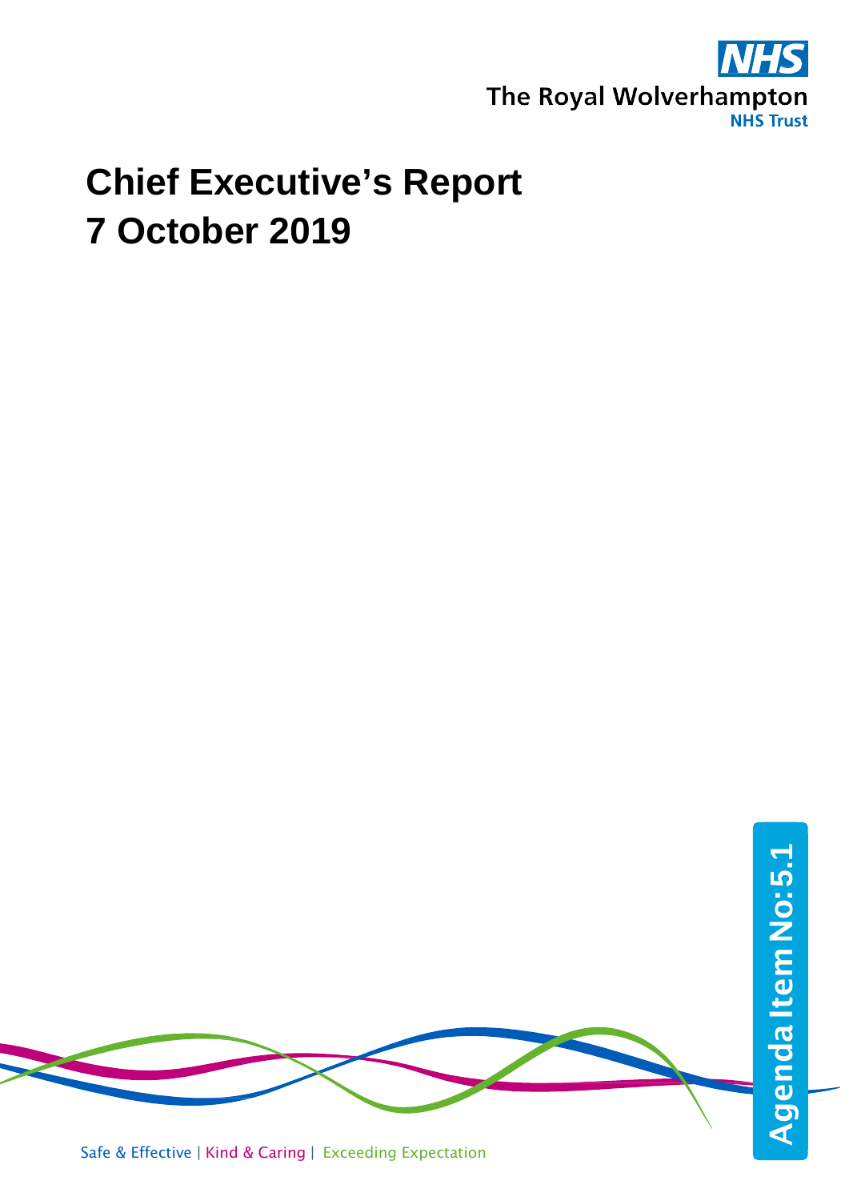The Royal Wolverhampton NHS Trust

# Chief Executive's Report
# 7 October 2019

Agenda Item No: 5.1

Safe & Effective | Kind & Caring | Exceeding Expectation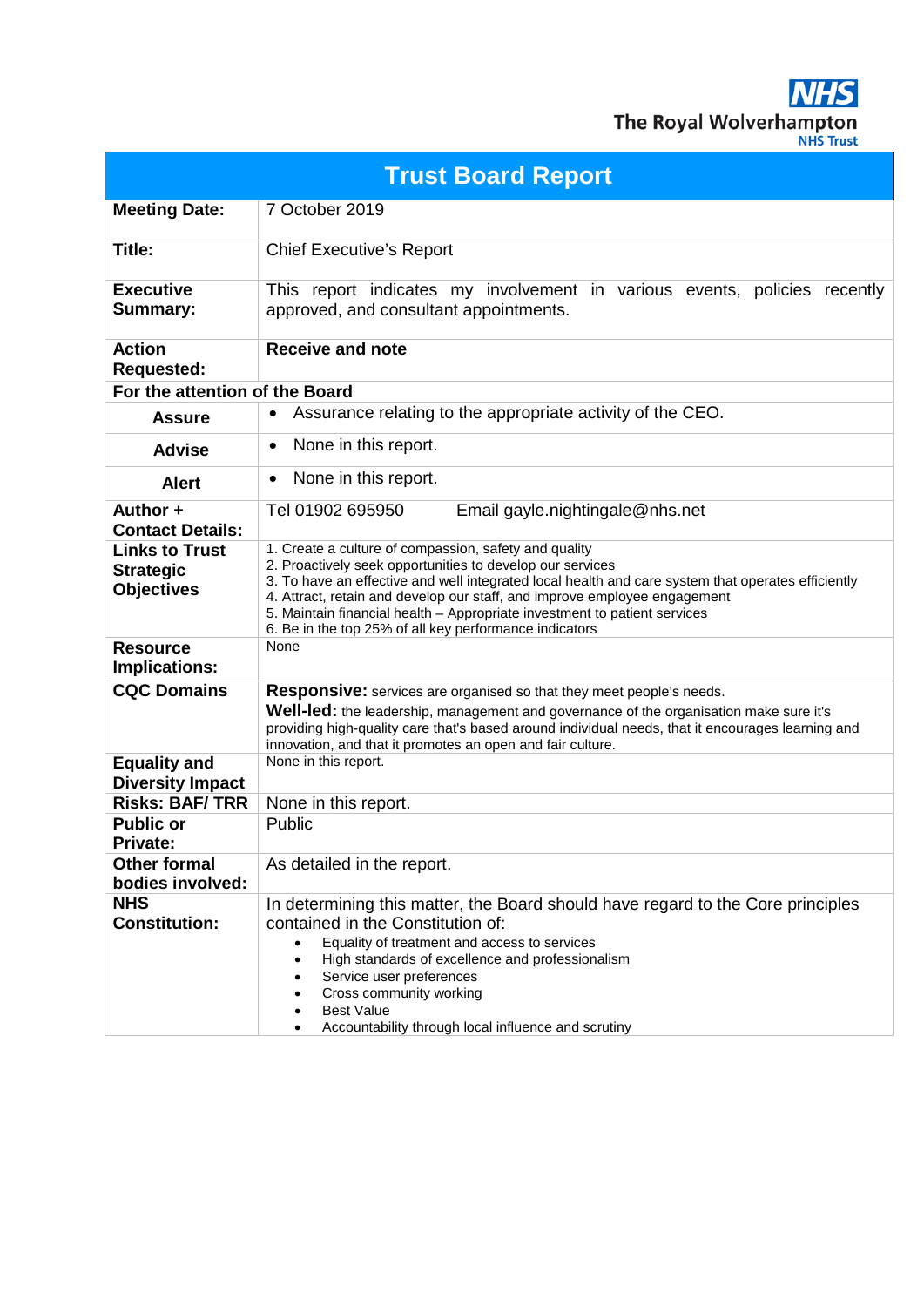The Royal Wolverhampton NHS Trust

| Trust Board Report | |
|---|---|
| **Meeting Date:** | 7 October 2019 |
| **Title:** | Chief Executive's Report |
| **Executive Summary:** | This report indicates my involvement in various events, policies recently approved, and consultant appointments. |
| **Action Requested:** | **Receive and note** |
| **For the attention of the Board** | |
| **Assure** | • Assurance relating to the appropriate activity of the CEO. |
| **Advise** | • None in this report. |
| **Alert** | • None in this report. |
| **Author + Contact Details:** | Tel 01902 695950 Email gayle.nightingale@nhs.net |
| **Links to Trust Strategic Objectives** | 1. Create a culture of compassion, safety and quality<br>2. Proactively seek opportunities to develop our services<br>3. To have an effective and well integrated local health and care system that operates efficiently<br>4. Attract, retain and develop our staff, and improve employee engagement<br>5. Maintain financial health – Appropriate investment to patient services<br>6. Be in the top 25% of all key performance indicators |
| **Resource Implications:** | None |
| **CQC Domains** | **Responsive:** services are organised so that they meet people's needs.<br>**Well-led:** the leadership, management and governance of the organisation make sure it's providing high-quality care that's based around individual needs, that it encourages learning and innovation, and that it promotes an open and fair culture. |
| **Equality and Diversity Impact** | None in this report. |
| **Risks: BAF/ TRR** | None in this report. |
| **Public or Private:** | Public |
| **Other formal bodies involved:** | As detailed in the report. |
| **NHS Constitution:** | In determining this matter, the Board should have regard to the Core principles contained in the Constitution of:<br>• Equality of treatment and access to services<br>• High standards of excellence and professionalism<br>• Service user preferences<br>• Cross community working<br>• Best Value<br>• Accountability through local influence and scrutiny |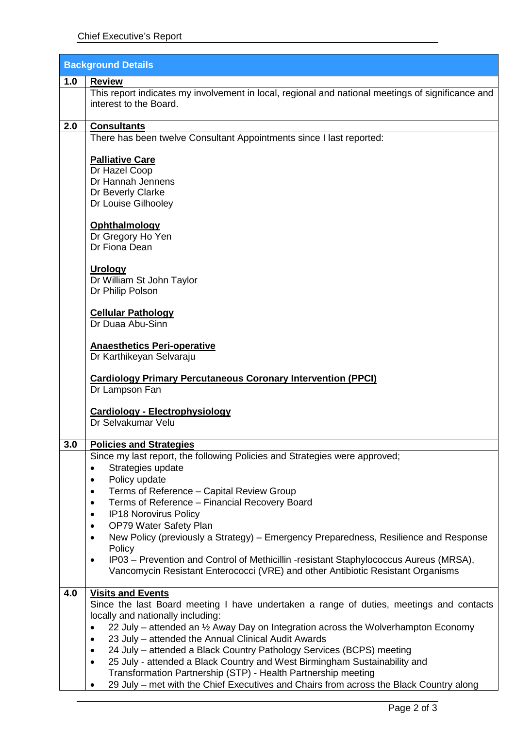| Background Details | |
|---|---|
| **1.0** | **Review** |
| | This report indicates my involvement in local, regional and national meetings of significance and interest to the Board. |
| **2.0** | **Consultants** |
| | There has been twelve Consultant Appointments since I last reported:<br><br>**Palliative Care**<br>Dr Hazel Coop<br>Dr Hannah Jennens<br>Dr Beverly Clarke<br>Dr Louise Gilhooley<br><br>**Ophthalmology**<br>Dr Gregory Ho Yen<br>Dr Fiona Dean<br><br>**Urology**<br>Dr William St John Taylor<br>Dr Philip Polson<br><br>**Cellular Pathology**<br>Dr Duaa Abu-Sinn<br><br>**Anaesthetics Peri-operative**<br>Dr Karthikeyan Selvaraju<br><br>**Cardiology Primary Percutaneous Coronary Intervention (PPCI)**<br>Dr Lampson Fan<br><br>**Cardiology - Electrophysiology**<br>Dr Selvakumar Velu |
| **3.0** | **Policies and Strategies** |
| | Since my last report, the following Policies and Strategies were approved;<br>• Strategies update<br>• Policy update<br>• Terms of Reference – Capital Review Group<br>• Terms of Reference – Financial Recovery Board<br>• IP18 Norovirus Policy<br>• OP79 Water Safety Plan<br>• New Policy (previously a Strategy) – Emergency Preparedness, Resilience and Response Policy<br>• IP03 – Prevention and Control of Methicillin -resistant Staphylococcus Aureus (MRSA), Vancomycin Resistant Enterococci (VRE) and other Antibiotic Resistant Organisms |
| **4.0** | **Visits and Events** |
| | Since the last Board meeting I have undertaken a range of duties, meetings and contacts locally and nationally including:<br>• 22 July – attended an ½ Away Day on Integration across the Wolverhampton Economy<br>• 23 July – attended the Annual Clinical Audit Awards<br>• 24 July – attended a Black Country Pathology Services (BCPS) meeting<br>• 25 July - attended a Black Country and West Birmingham Sustainability and Transformation Partnership (STP) - Health Partnership meeting<br>• 29 July – met with the Chief Executives and Chairs from across the Black Country along |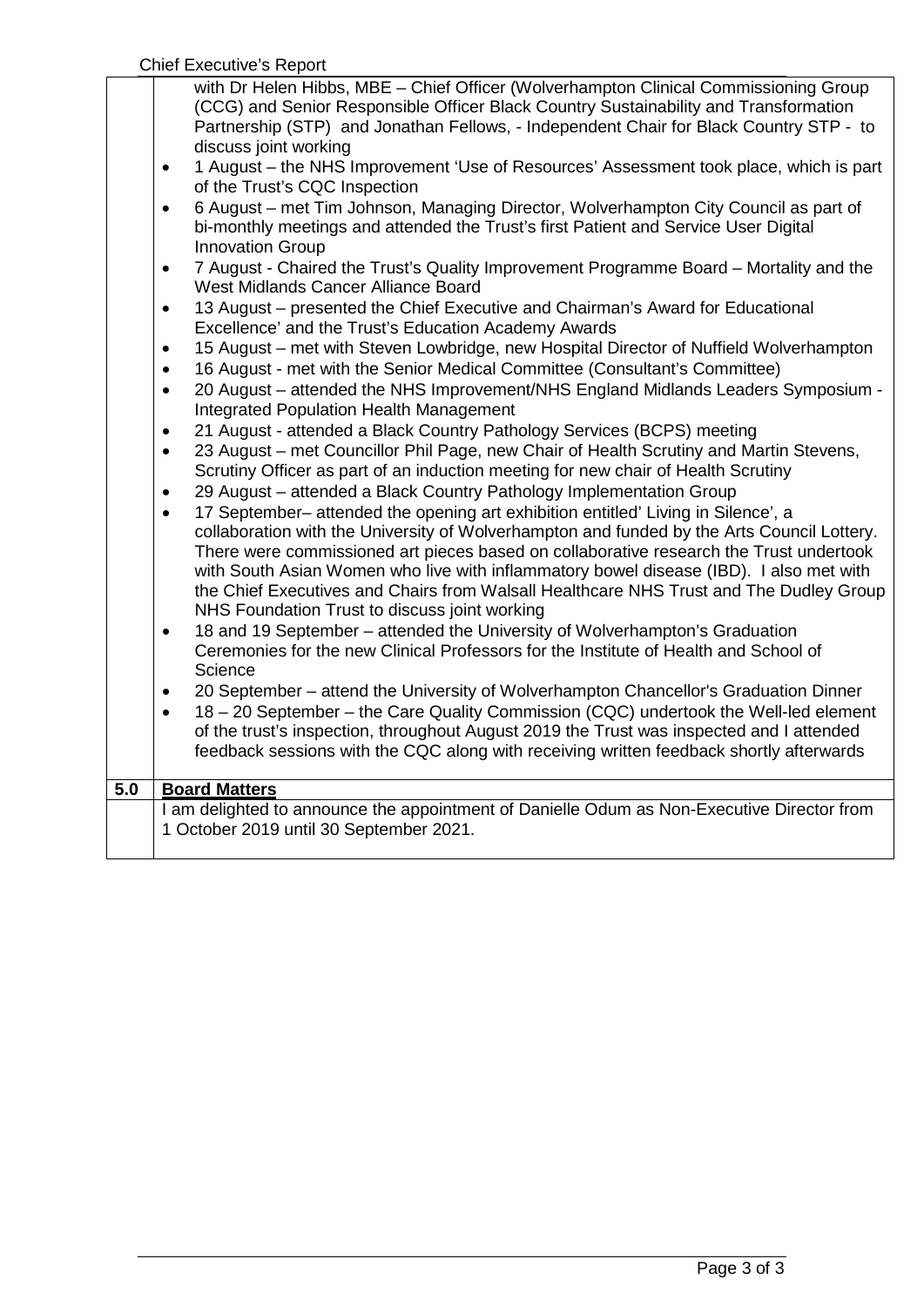with Dr Helen Hibbs, MBE – Chief Officer (Wolverhampton Clinical Commissioning Group (CCG) and Senior Responsible Officer Black Country Sustainability and Transformation Partnership (STP) and Jonathan Fellows, - Independent Chair for Black Country STP - to discuss joint working

- 1 August – the NHS Improvement 'Use of Resources' Assessment took place, which is part of the Trust's CQC Inspection
- 6 August – met Tim Johnson, Managing Director, Wolverhampton City Council as part of bi-monthly meetings and attended the Trust's first Patient and Service User Digital Innovation Group
- 7 August - Chaired the Trust's Quality Improvement Programme Board – Mortality and the West Midlands Cancer Alliance Board
- 13 August – presented the Chief Executive and Chairman's Award for Educational Excellence' and the Trust's Education Academy Awards
- 15 August – met with Steven Lowbridge, new Hospital Director of Nuffield Wolverhampton
- 16 August - met with the Senior Medical Committee (Consultant's Committee)
- 20 August – attended the NHS Improvement/NHS England Midlands Leaders Symposium - Integrated Population Health Management
- 21 August - attended a Black Country Pathology Services (BCPS) meeting
- 23 August – met Councillor Phil Page, new Chair of Health Scrutiny and Martin Stevens, Scrutiny Officer as part of an induction meeting for new chair of Health Scrutiny
- 29 August – attended a Black Country Pathology Implementation Group
- 17 September– attended the opening art exhibition entitled' Living in Silence', a collaboration with the University of Wolverhampton and funded by the Arts Council Lottery. There were commissioned art pieces based on collaborative research the Trust undertook with South Asian Women who live with inflammatory bowel disease (IBD). I also met with the Chief Executives and Chairs from Walsall Healthcare NHS Trust and The Dudley Group NHS Foundation Trust to discuss joint working
- 18 and 19 September – attended the University of Wolverhampton's Graduation Ceremonies for the new Clinical Professors for the Institute of Health and School of Science
- 20 September – attend the University of Wolverhampton Chancellor's Graduation Dinner
- 18 – 20 September – the Care Quality Commission (CQC) undertook the Well-led element of the trust's inspection, throughout August 2019 the Trust was inspected and I attended feedback sessions with the CQC along with receiving written feedback shortly afterwards

## 5.0 Board Matters

I am delighted to announce the appointment of Danielle Odum as Non-Executive Director from 1 October 2019 until 30 September 2021.